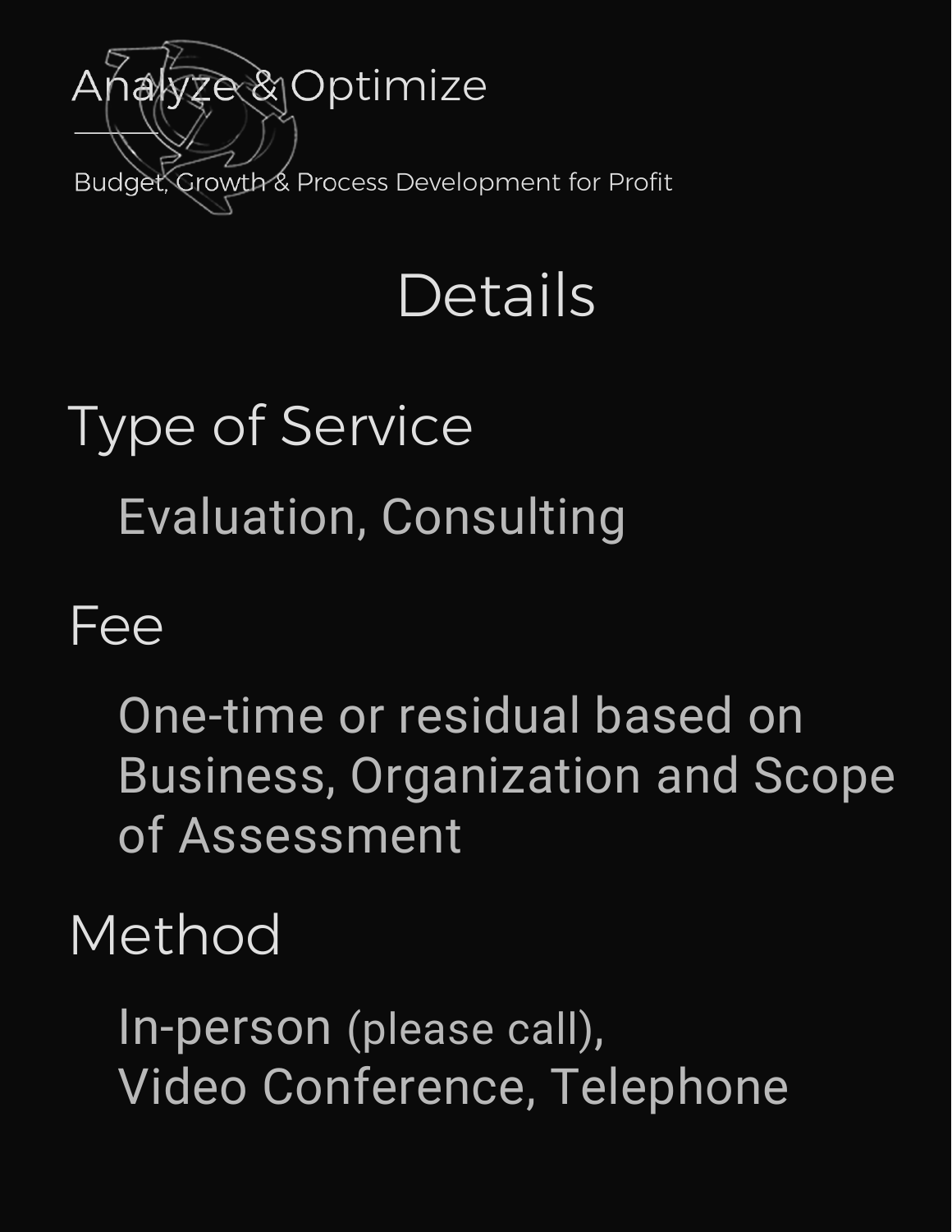# Analyze & Optimize

Budget, Growth & Process Development for Profit

## Details

### Type of Service

Evaluation, Consulting

### Fee

One-time or residual based on Business, Organization and Scope of Assessment

### Method

In-person (please call),
Video Conference, Telephone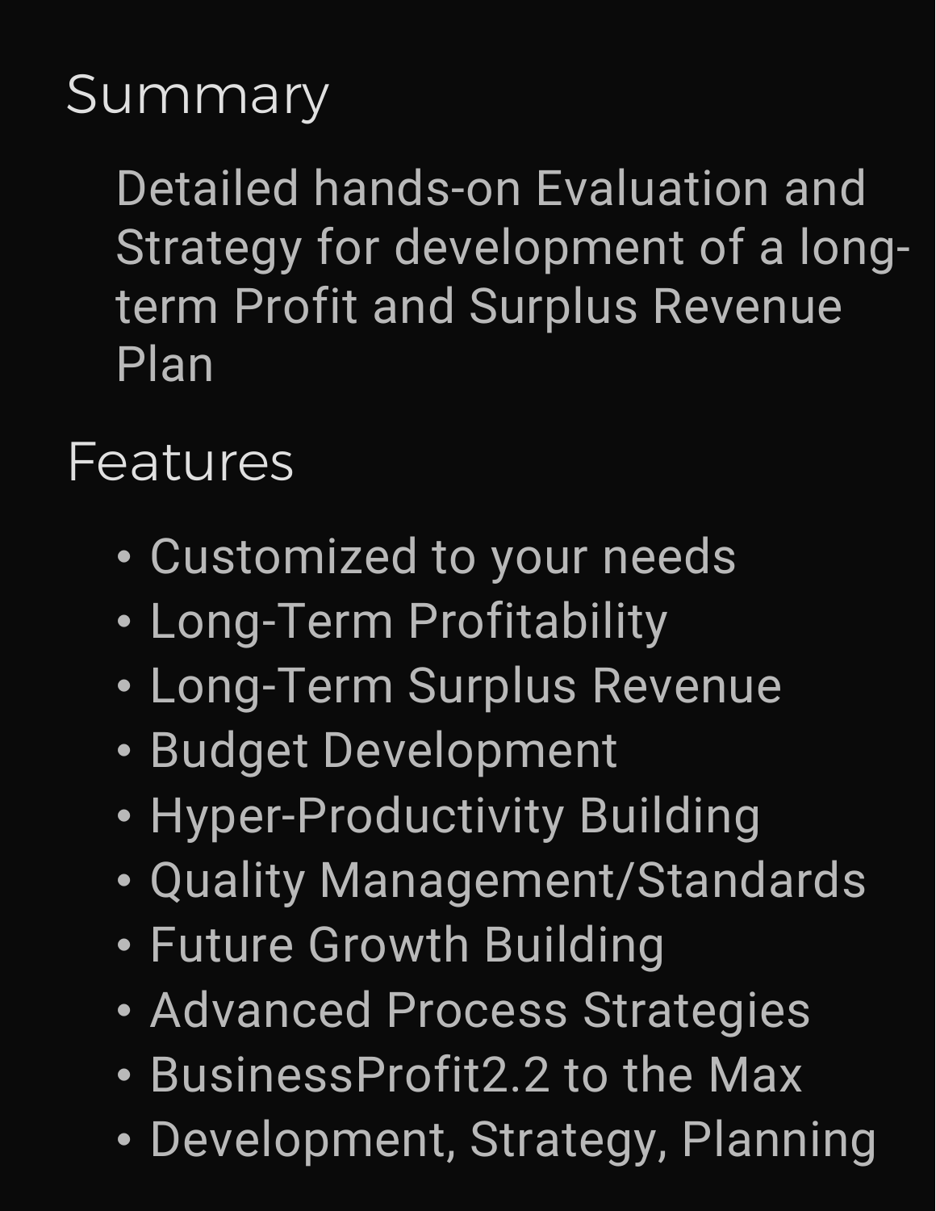## Summary

Detailed hands-on Evaluation and Strategy for development of a long-term Profit and Surplus Revenue Plan

## Features

- Customized to your needs
- Long-Term Profitability
- Long-Term Surplus Revenue
- Budget Development
- Hyper-Productivity Building
- Quality Management/Standards
- Future Growth Building
- Advanced Process Strategies
- BusinessProfit2.2 to the Max
- Development, Strategy, Planning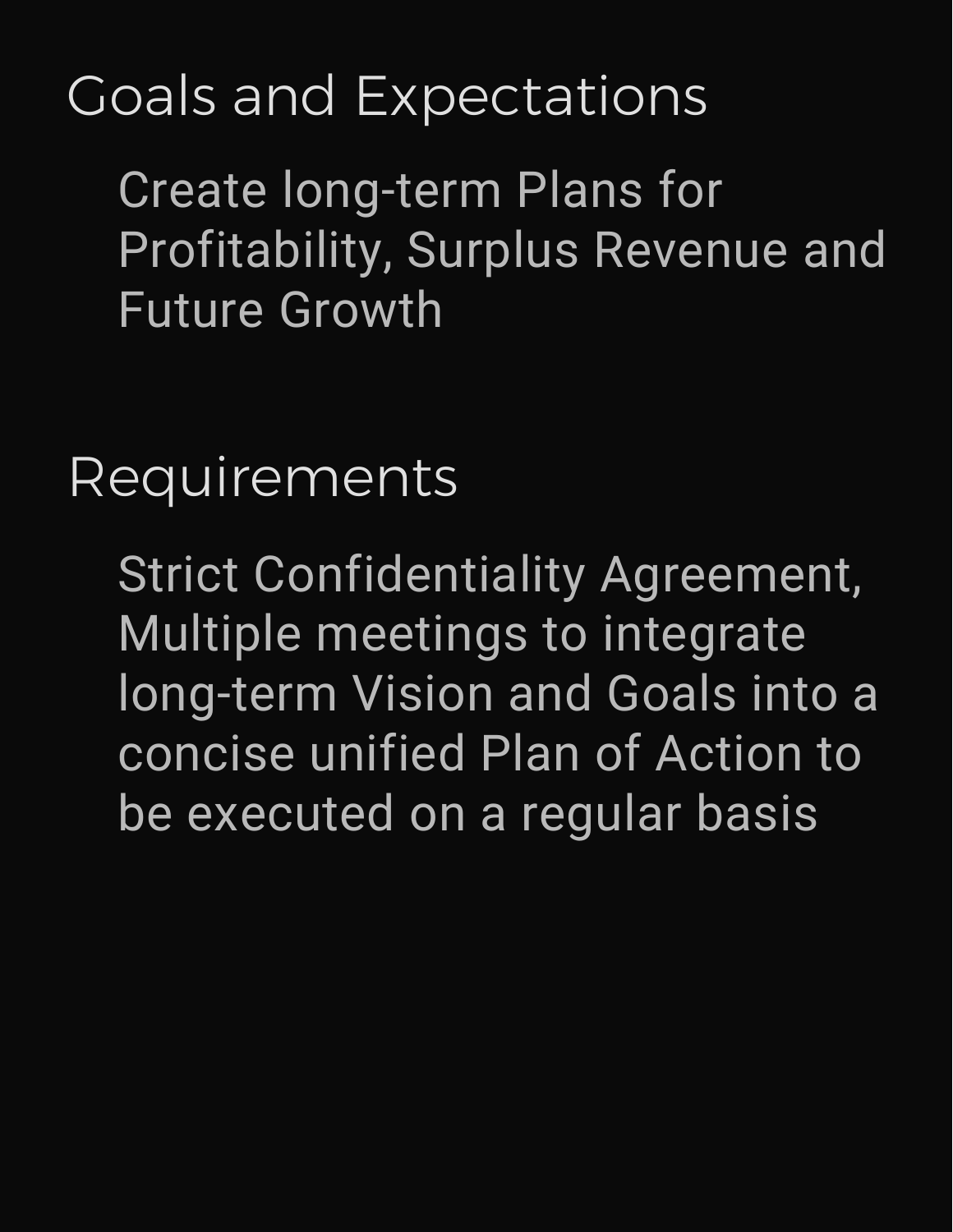## Goals and Expectations

Create long-term Plans for Profitability, Surplus Revenue and Future Growth

## Requirements

Strict Confidentiality Agreement, Multiple meetings to integrate long-term Vision and Goals into a concise unified Plan of Action to be executed on a regular basis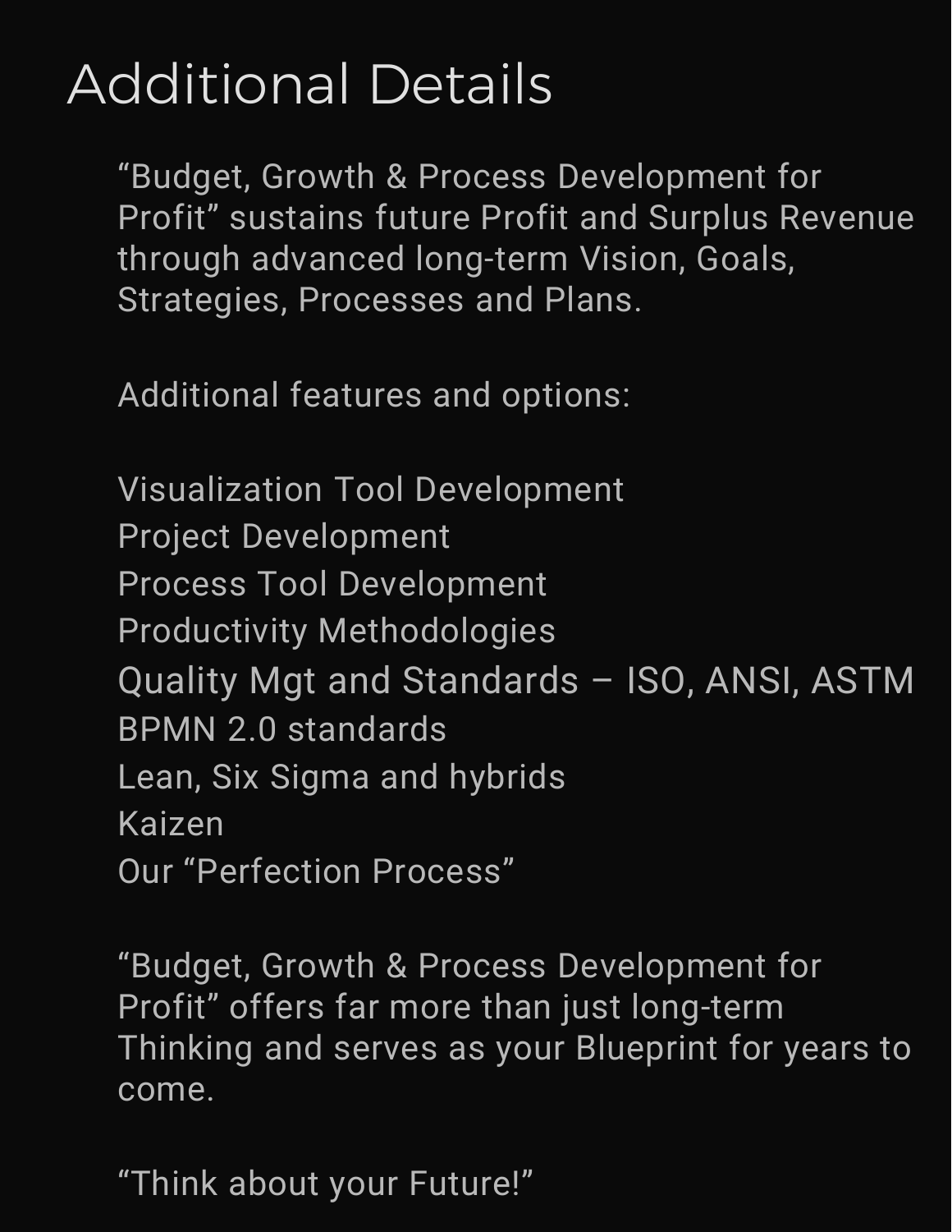# Additional Details

"Budget, Growth & Process Development for Profit" sustains future Profit and Surplus Revenue through advanced long-term Vision, Goals, Strategies, Processes and Plans.

Additional features and options:

Visualization Tool Development
Project Development
Process Tool Development
Productivity Methodologies
Quality Mgt and Standards – ISO, ANSI, ASTM
BPMN 2.0 standards
Lean, Six Sigma and hybrids
Kaizen
Our "Perfection Process"

"Budget, Growth & Process Development for Profit" offers far more than just long-term Thinking and serves as your Blueprint for years to come.

"Think about your Future!"